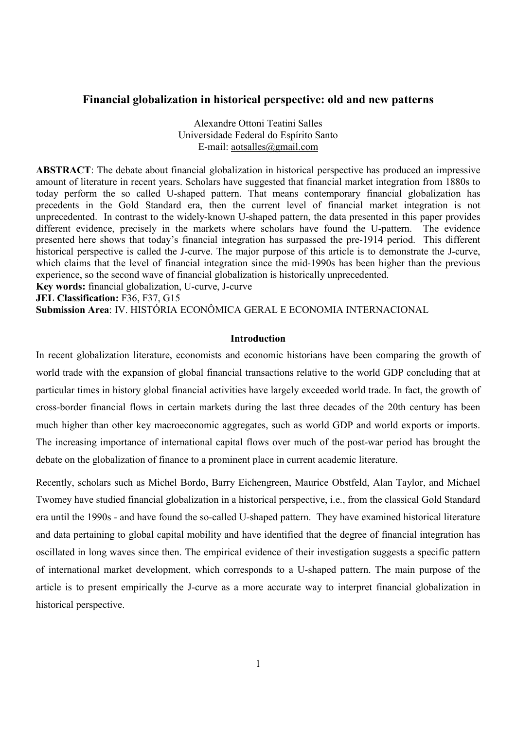# Financial globalization in historical perspective: old and new patterns

Alexandre Ottoni Teatini Salles
Universidade Federal do Espírito Santo
E-mail: aotsalles@gmail.com

**ABSTRACT**: The debate about financial globalization in historical perspective has produced an impressive amount of literature in recent years. Scholars have suggested that financial market integration from 1880s to today perform the so called U-shaped pattern. That means contemporary financial globalization has precedents in the Gold Standard era, then the current level of financial market integration is not unprecedented. In contrast to the widely-known U-shaped pattern, the data presented in this paper provides different evidence, precisely in the markets where scholars have found the U-pattern. The evidence presented here shows that today's financial integration has surpassed the pre-1914 period. This different historical perspective is called the J-curve. The major purpose of this article is to demonstrate the J-curve, which claims that the level of financial integration since the mid-1990s has been higher than the previous experience, so the second wave of financial globalization is historically unprecedented.

**Key words:** financial globalization, U-curve, J-curve

**JEL Classification:** F36, F37, G15

**Submission Area**: IV. HISTÓRIA ECONÔMICA GERAL E ECONOMIA INTERNACIONAL

## Introduction

In recent globalization literature, economists and economic historians have been comparing the growth of world trade with the expansion of global financial transactions relative to the world GDP concluding that at particular times in history global financial activities have largely exceeded world trade. In fact, the growth of cross-border financial flows in certain markets during the last three decades of the 20th century has been much higher than other key macroeconomic aggregates, such as world GDP and world exports or imports. The increasing importance of international capital flows over much of the post-war period has brought the debate on the globalization of finance to a prominent place in current academic literature.

Recently, scholars such as Michel Bordo, Barry Eichengreen, Maurice Obstfeld, Alan Taylor, and Michael Twomey have studied financial globalization in a historical perspective, i.e., from the classical Gold Standard era until the 1990s - and have found the so-called U-shaped pattern. They have examined historical literature and data pertaining to global capital mobility and have identified that the degree of financial integration has oscillated in long waves since then. The empirical evidence of their investigation suggests a specific pattern of international market development, which corresponds to a U-shaped pattern. The main purpose of the article is to present empirically the J-curve as a more accurate way to interpret financial globalization in historical perspective.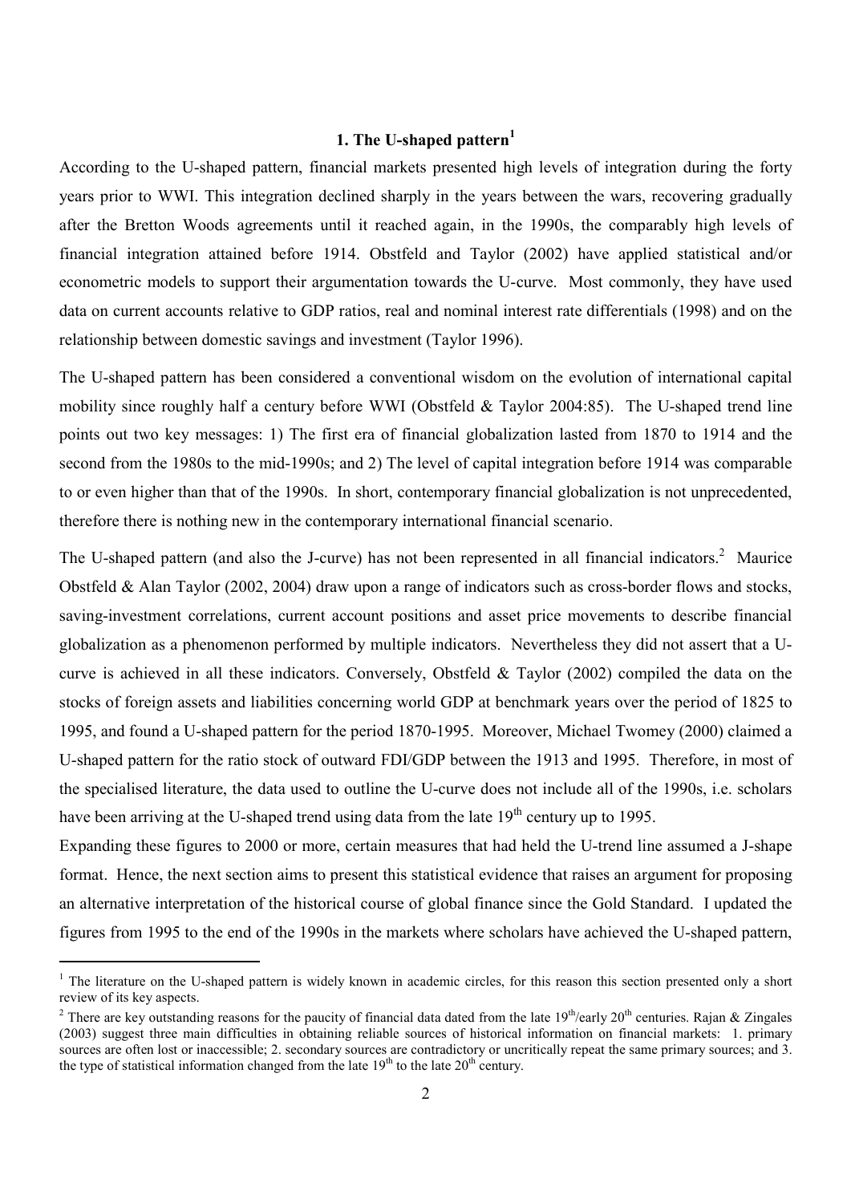## 1. The U-shaped pattern[1]

According to the U-shaped pattern, financial markets presented high levels of integration during the forty years prior to WWI. This integration declined sharply in the years between the wars, recovering gradually after the Bretton Woods agreements until it reached again, in the 1990s, the comparably high levels of financial integration attained before 1914. Obstfeld and Taylor (2002) have applied statistical and/or econometric models to support their argumentation towards the U-curve. Most commonly, they have used data on current accounts relative to GDP ratios, real and nominal interest rate differentials (1998) and on the relationship between domestic savings and investment (Taylor 1996).

The U-shaped pattern has been considered a conventional wisdom on the evolution of international capital mobility since roughly half a century before WWI (Obstfeld & Taylor 2004:85). The U-shaped trend line points out two key messages: 1) The first era of financial globalization lasted from 1870 to 1914 and the second from the 1980s to the mid-1990s; and 2) The level of capital integration before 1914 was comparable to or even higher than that of the 1990s. In short, contemporary financial globalization is not unprecedented, therefore there is nothing new in the contemporary international financial scenario.

The U-shaped pattern (and also the J-curve) has not been represented in all financial indicators.[2] Maurice Obstfeld & Alan Taylor (2002, 2004) draw upon a range of indicators such as cross-border flows and stocks, saving-investment correlations, current account positions and asset price movements to describe financial globalization as a phenomenon performed by multiple indicators. Nevertheless they did not assert that a U-curve is achieved in all these indicators. Conversely, Obstfeld & Taylor (2002) compiled the data on the stocks of foreign assets and liabilities concerning world GDP at benchmark years over the period of 1825 to 1995, and found a U-shaped pattern for the period 1870-1995. Moreover, Michael Twomey (2000) claimed a U-shaped pattern for the ratio stock of outward FDI/GDP between the 1913 and 1995. Therefore, in most of the specialised literature, the data used to outline the U-curve does not include all of the 1990s, i.e. scholars have been arriving at the U-shaped trend using data from the late 19th century up to 1995.

Expanding these figures to 2000 or more, certain measures that had held the U-trend line assumed a J-shape format. Hence, the next section aims to present this statistical evidence that raises an argument for proposing an alternative interpretation of the historical course of global finance since the Gold Standard. I updated the figures from 1995 to the end of the 1990s in the markets where scholars have achieved the U-shaped pattern,

---

[1] The literature on the U-shaped pattern is widely known in academic circles, for this reason this section presented only a short review of its key aspects.

[2] There are key outstanding reasons for the paucity of financial data dated from the late 19th/early 20th centuries. Rajan & Zingales (2003) suggest three main difficulties in obtaining reliable sources of historical information on financial markets: 1. primary sources are often lost or inaccessible; 2. secondary sources are contradictory or uncritically repeat the same primary sources; and 3. the type of statistical information changed from the late 19th to the late 20th century.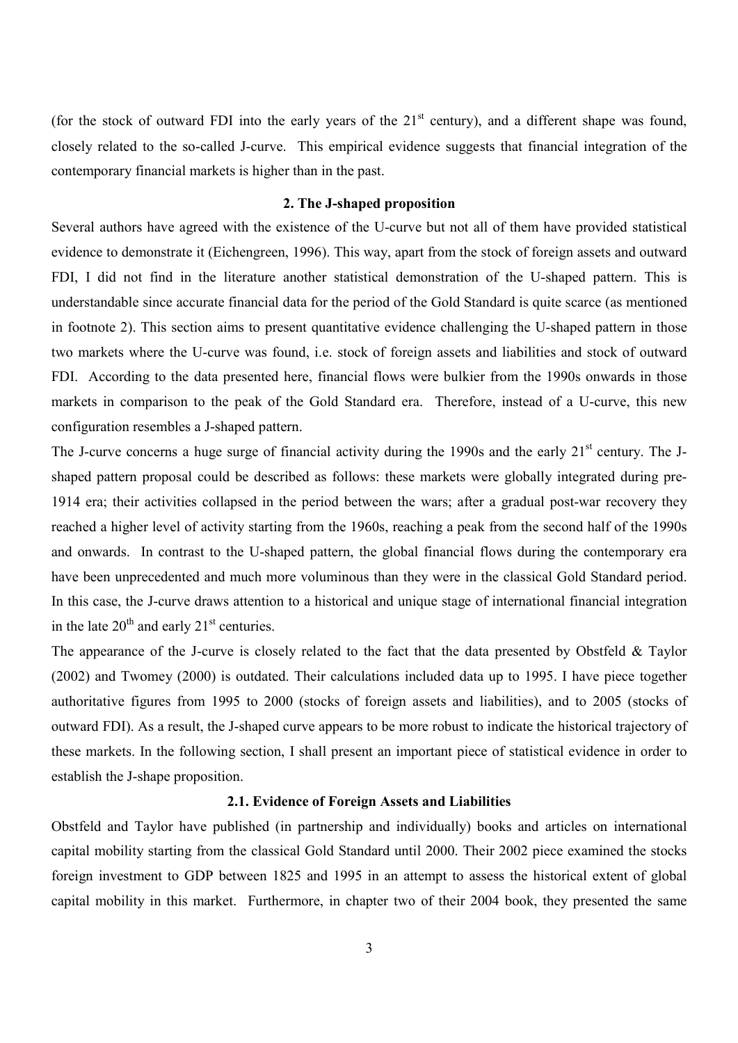(for the stock of outward FDI into the early years of the 21st century), and a different shape was found, closely related to the so-called J-curve. This empirical evidence suggests that financial integration of the contemporary financial markets is higher than in the past.

## 2. The J-shaped proposition

Several authors have agreed with the existence of the U-curve but not all of them have provided statistical evidence to demonstrate it (Eichengreen, 1996). This way, apart from the stock of foreign assets and outward FDI, I did not find in the literature another statistical demonstration of the U-shaped pattern. This is understandable since accurate financial data for the period of the Gold Standard is quite scarce (as mentioned in footnote 2). This section aims to present quantitative evidence challenging the U-shaped pattern in those two markets where the U-curve was found, i.e. stock of foreign assets and liabilities and stock of outward FDI. According to the data presented here, financial flows were bulkier from the 1990s onwards in those markets in comparison to the peak of the Gold Standard era. Therefore, instead of a U-curve, this new configuration resembles a J-shaped pattern.

The J-curve concerns a huge surge of financial activity during the 1990s and the early 21st century. The J-shaped pattern proposal could be described as follows: these markets were globally integrated during pre-1914 era; their activities collapsed in the period between the wars; after a gradual post-war recovery they reached a higher level of activity starting from the 1960s, reaching a peak from the second half of the 1990s and onwards. In contrast to the U-shaped pattern, the global financial flows during the contemporary era have been unprecedented and much more voluminous than they were in the classical Gold Standard period. In this case, the J-curve draws attention to a historical and unique stage of international financial integration in the late 20th and early 21st centuries.

The appearance of the J-curve is closely related to the fact that the data presented by Obstfeld & Taylor (2002) and Twomey (2000) is outdated. Their calculations included data up to 1995. I have piece together authoritative figures from 1995 to 2000 (stocks of foreign assets and liabilities), and to 2005 (stocks of outward FDI). As a result, the J-shaped curve appears to be more robust to indicate the historical trajectory of these markets. In the following section, I shall present an important piece of statistical evidence in order to establish the J-shape proposition.

### 2.1. Evidence of Foreign Assets and Liabilities

Obstfeld and Taylor have published (in partnership and individually) books and articles on international capital mobility starting from the classical Gold Standard until 2000. Their 2002 piece examined the stocks foreign investment to GDP between 1825 and 1995 in an attempt to assess the historical extent of global capital mobility in this market. Furthermore, in chapter two of their 2004 book, they presented the same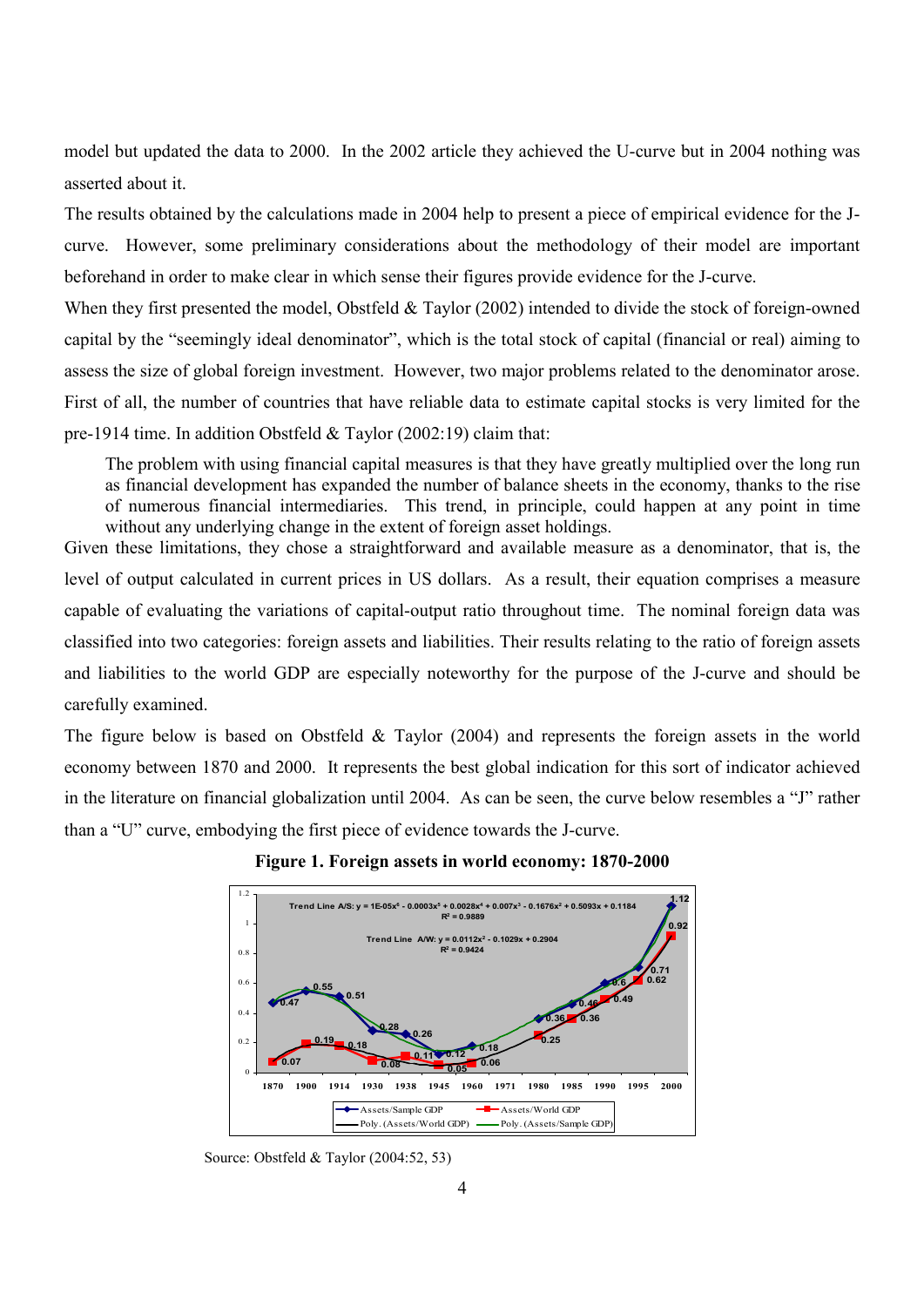model but updated the data to 2000. In the 2002 article they achieved the U-curve but in 2004 nothing was asserted about it.

The results obtained by the calculations made in 2004 help to present a piece of empirical evidence for the J-curve. However, some preliminary considerations about the methodology of their model are important beforehand in order to make clear in which sense their figures provide evidence for the J-curve.

When they first presented the model, Obstfeld & Taylor (2002) intended to divide the stock of foreign-owned capital by the "seemingly ideal denominator", which is the total stock of capital (financial or real) aiming to assess the size of global foreign investment. However, two major problems related to the denominator arose. First of all, the number of countries that have reliable data to estimate capital stocks is very limited for the pre-1914 time. In addition Obstfeld & Taylor (2002:19) claim that:

> The problem with using financial capital measures is that they have greatly multiplied over the long run as financial development has expanded the number of balance sheets in the economy, thanks to the rise of numerous financial intermediaries. This trend, in principle, could happen at any point in time without any underlying change in the extent of foreign asset holdings.

Given these limitations, they chose a straightforward and available measure as a denominator, that is, the level of output calculated in current prices in US dollars. As a result, their equation comprises a measure capable of evaluating the variations of capital-output ratio throughout time. The nominal foreign data was classified into two categories: foreign assets and liabilities. Their results relating to the ratio of foreign assets and liabilities to the world GDP are especially noteworthy for the purpose of the J-curve and should be carefully examined.

The figure below is based on Obstfeld & Taylor (2004) and represents the foreign assets in the world economy between 1870 and 2000. It represents the best global indication for this sort of indicator achieved in the literature on financial globalization until 2004. As can be seen, the curve below resembles a "J" rather than a "U" curve, embodying the first piece of evidence towards the J-curve.

**Figure 1. Foreign assets in world economy: 1870-2000**

Trend Line A/S: $y = 1E\text{-}05x^6 - 0.0003x^5 + 0.0028x^4 + 0.007x^3 - 0.1676x^2 + 0.5093x + 0.1184$, $R^2 = 0.9889$

Trend Line A/W: $y = 0.0112x^2 - 0.1029x + 0.2904$, $R^2 = 0.9424$

| Year | Assets/Sample GDP | Assets/World GDP |
|---|---|---|
| 1870 | 0.47 | 0.07 |
| 1900 | 0.55 | 0.19 |
| 1914 | 0.51 | 0.18 |
| 1930 | 0.28 | 0.08 |
| 1938 | 0.26 | 0.11 |
| 1945 | 0.12 | 0.05 |
| 1960 | 0.18 | 0.06 |
| 1980 | 0.36 | 0.25 |
| 1985 | 0.46 | 0.36 |
| 1990 | 0.6 | 0.49 |
| 1995 | 0.71 | 0.62 |
| 2000 | 1.12 | 0.92 |

Legend: Assets/Sample GDP; Assets/World GDP; Poly. (Assets/World GDP); Poly. (Assets/Sample GDP)

Source: Obstfeld & Taylor (2004:52, 53)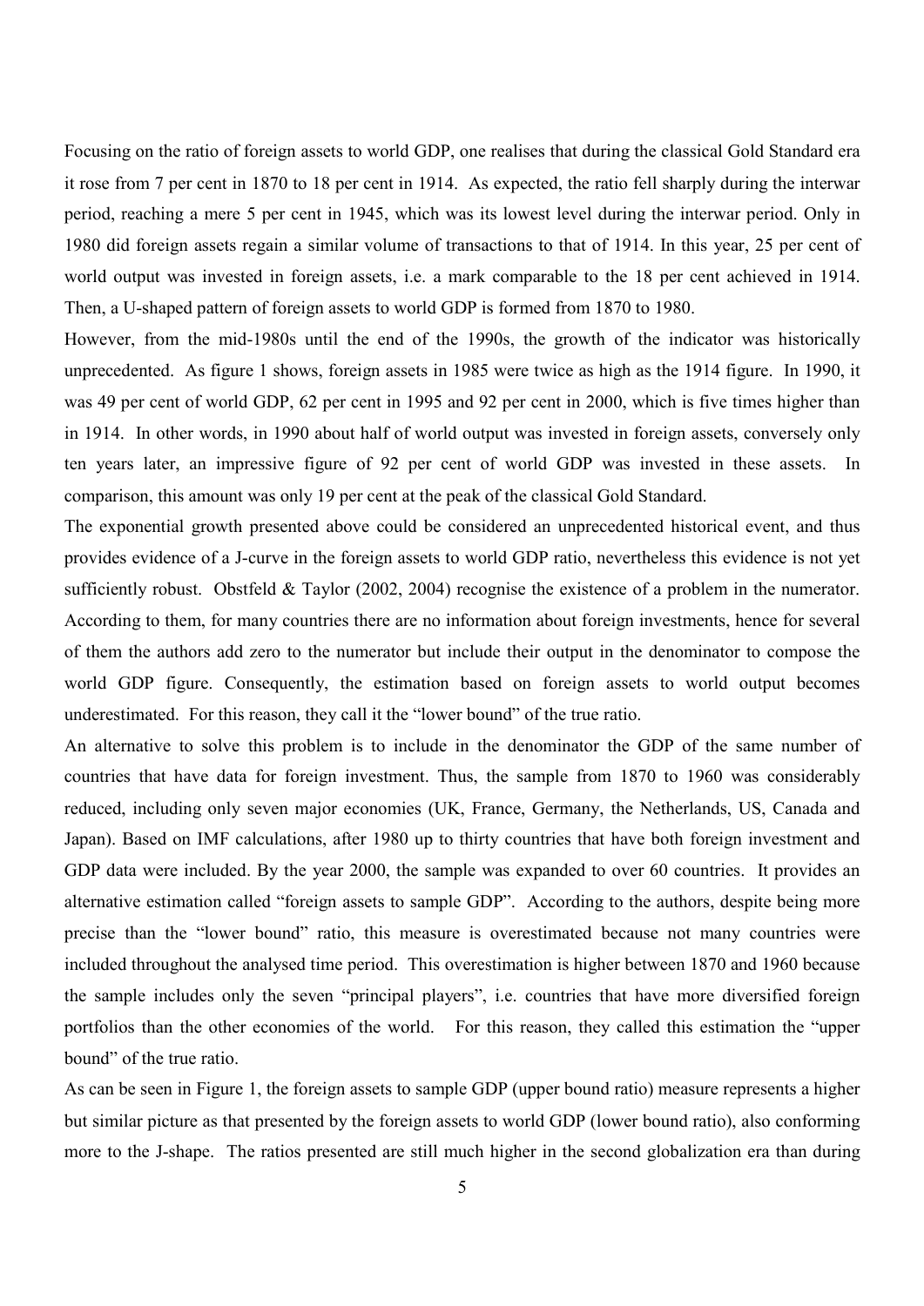Focusing on the ratio of foreign assets to world GDP, one realises that during the classical Gold Standard era it rose from 7 per cent in 1870 to 18 per cent in 1914. As expected, the ratio fell sharply during the interwar period, reaching a mere 5 per cent in 1945, which was its lowest level during the interwar period. Only in 1980 did foreign assets regain a similar volume of transactions to that of 1914. In this year, 25 per cent of world output was invested in foreign assets, i.e. a mark comparable to the 18 per cent achieved in 1914. Then, a U-shaped pattern of foreign assets to world GDP is formed from 1870 to 1980.

However, from the mid-1980s until the end of the 1990s, the growth of the indicator was historically unprecedented. As figure 1 shows, foreign assets in 1985 were twice as high as the 1914 figure. In 1990, it was 49 per cent of world GDP, 62 per cent in 1995 and 92 per cent in 2000, which is five times higher than in 1914. In other words, in 1990 about half of world output was invested in foreign assets, conversely only ten years later, an impressive figure of 92 per cent of world GDP was invested in these assets. In comparison, this amount was only 19 per cent at the peak of the classical Gold Standard.

The exponential growth presented above could be considered an unprecedented historical event, and thus provides evidence of a J-curve in the foreign assets to world GDP ratio, nevertheless this evidence is not yet sufficiently robust. Obstfeld & Taylor (2002, 2004) recognise the existence of a problem in the numerator. According to them, for many countries there are no information about foreign investments, hence for several of them the authors add zero to the numerator but include their output in the denominator to compose the world GDP figure. Consequently, the estimation based on foreign assets to world output becomes underestimated. For this reason, they call it the "lower bound" of the true ratio.

An alternative to solve this problem is to include in the denominator the GDP of the same number of countries that have data for foreign investment. Thus, the sample from 1870 to 1960 was considerably reduced, including only seven major economies (UK, France, Germany, the Netherlands, US, Canada and Japan). Based on IMF calculations, after 1980 up to thirty countries that have both foreign investment and GDP data were included. By the year 2000, the sample was expanded to over 60 countries. It provides an alternative estimation called "foreign assets to sample GDP". According to the authors, despite being more precise than the "lower bound" ratio, this measure is overestimated because not many countries were included throughout the analysed time period. This overestimation is higher between 1870 and 1960 because the sample includes only the seven "principal players", i.e. countries that have more diversified foreign portfolios than the other economies of the world. For this reason, they called this estimation the "upper bound" of the true ratio.

As can be seen in Figure 1, the foreign assets to sample GDP (upper bound ratio) measure represents a higher but similar picture as that presented by the foreign assets to world GDP (lower bound ratio), also conforming more to the J-shape. The ratios presented are still much higher in the second globalization era than during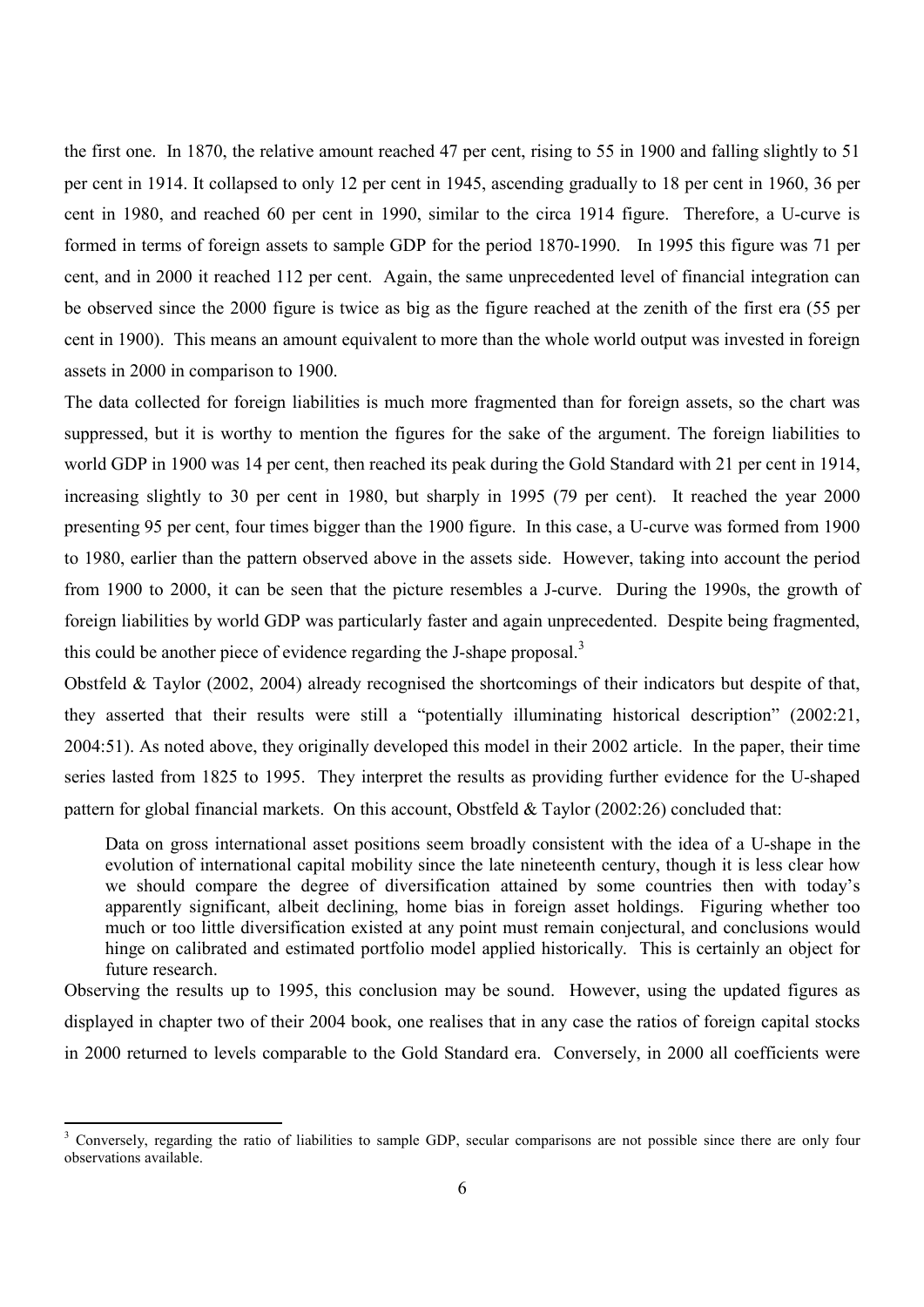the first one. In 1870, the relative amount reached 47 per cent, rising to 55 in 1900 and falling slightly to 51 per cent in 1914. It collapsed to only 12 per cent in 1945, ascending gradually to 18 per cent in 1960, 36 per cent in 1980, and reached 60 per cent in 1990, similar to the circa 1914 figure. Therefore, a U-curve is formed in terms of foreign assets to sample GDP for the period 1870-1990. In 1995 this figure was 71 per cent, and in 2000 it reached 112 per cent. Again, the same unprecedented level of financial integration can be observed since the 2000 figure is twice as big as the figure reached at the zenith of the first era (55 per cent in 1900). This means an amount equivalent to more than the whole world output was invested in foreign assets in 2000 in comparison to 1900.

The data collected for foreign liabilities is much more fragmented than for foreign assets, so the chart was suppressed, but it is worthy to mention the figures for the sake of the argument. The foreign liabilities to world GDP in 1900 was 14 per cent, then reached its peak during the Gold Standard with 21 per cent in 1914, increasing slightly to 30 per cent in 1980, but sharply in 1995 (79 per cent). It reached the year 2000 presenting 95 per cent, four times bigger than the 1900 figure. In this case, a U-curve was formed from 1900 to 1980, earlier than the pattern observed above in the assets side. However, taking into account the period from 1900 to 2000, it can be seen that the picture resembles a J-curve. During the 1990s, the growth of foreign liabilities by world GDP was particularly faster and again unprecedented. Despite being fragmented, this could be another piece of evidence regarding the J-shape proposal.[3]

Obstfeld & Taylor (2002, 2004) already recognised the shortcomings of their indicators but despite of that, they asserted that their results were still a "potentially illuminating historical description" (2002:21, 2004:51). As noted above, they originally developed this model in their 2002 article. In the paper, their time series lasted from 1825 to 1995. They interpret the results as providing further evidence for the U-shaped pattern for global financial markets. On this account, Obstfeld & Taylor (2002:26) concluded that:

> Data on gross international asset positions seem broadly consistent with the idea of a U-shape in the evolution of international capital mobility since the late nineteenth century, though it is less clear how we should compare the degree of diversification attained by some countries then with today's apparently significant, albeit declining, home bias in foreign asset holdings. Figuring whether too much or too little diversification existed at any point must remain conjectural, and conclusions would hinge on calibrated and estimated portfolio model applied historically. This is certainly an object for future research.

Observing the results up to 1995, this conclusion may be sound. However, using the updated figures as displayed in chapter two of their 2004 book, one realises that in any case the ratios of foreign capital stocks in 2000 returned to levels comparable to the Gold Standard era. Conversely, in 2000 all coefficients were

[3] Conversely, regarding the ratio of liabilities to sample GDP, secular comparisons are not possible since there are only four observations available.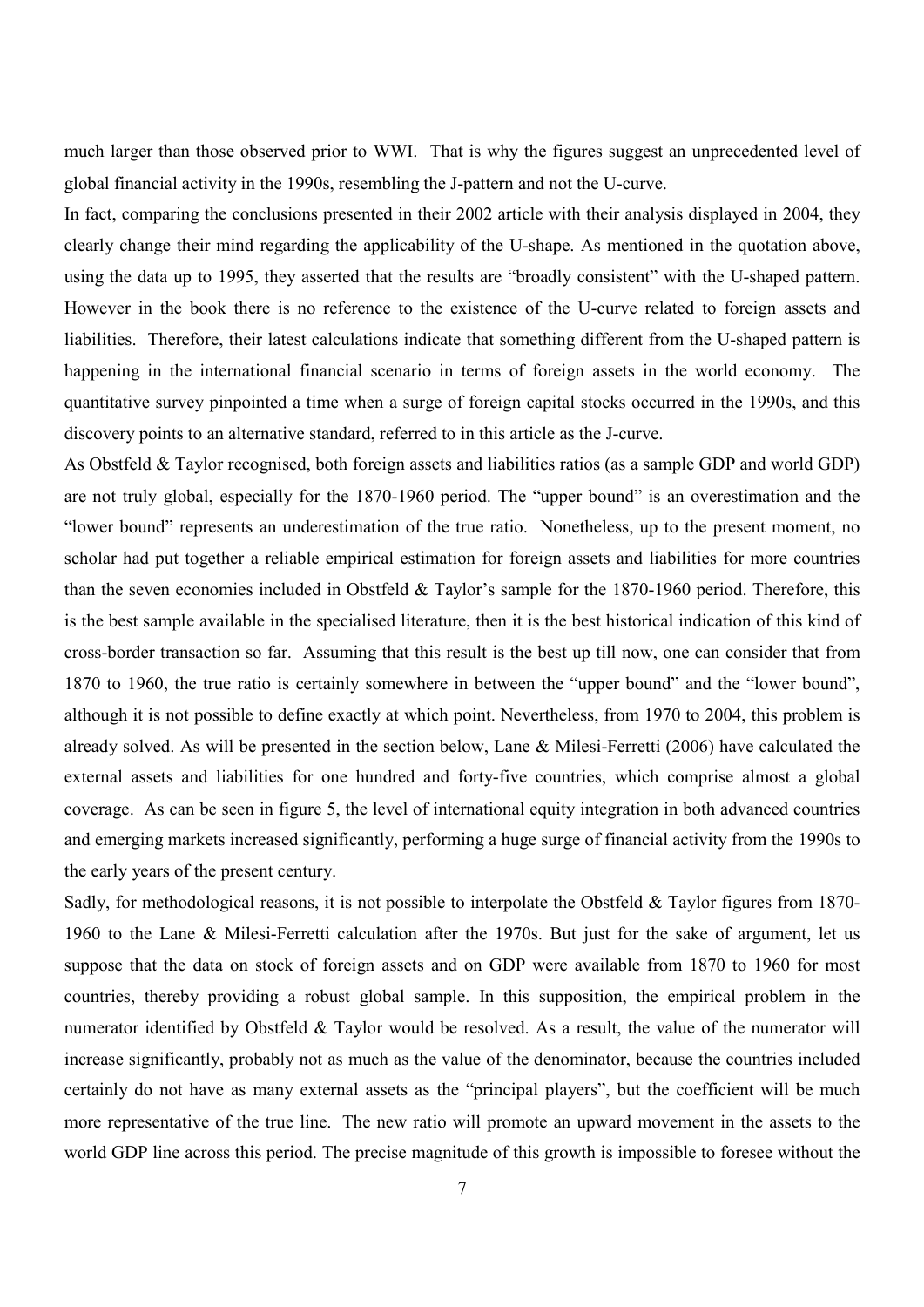much larger than those observed prior to WWI. That is why the figures suggest an unprecedented level of global financial activity in the 1990s, resembling the J-pattern and not the U-curve.

In fact, comparing the conclusions presented in their 2002 article with their analysis displayed in 2004, they clearly change their mind regarding the applicability of the U-shape. As mentioned in the quotation above, using the data up to 1995, they asserted that the results are "broadly consistent" with the U-shaped pattern. However in the book there is no reference to the existence of the U-curve related to foreign assets and liabilities. Therefore, their latest calculations indicate that something different from the U-shaped pattern is happening in the international financial scenario in terms of foreign assets in the world economy. The quantitative survey pinpointed a time when a surge of foreign capital stocks occurred in the 1990s, and this discovery points to an alternative standard, referred to in this article as the J-curve.

As Obstfeld & Taylor recognised, both foreign assets and liabilities ratios (as a sample GDP and world GDP) are not truly global, especially for the 1870-1960 period. The "upper bound" is an overestimation and the "lower bound" represents an underestimation of the true ratio. Nonetheless, up to the present moment, no scholar had put together a reliable empirical estimation for foreign assets and liabilities for more countries than the seven economies included in Obstfeld & Taylor's sample for the 1870-1960 period. Therefore, this is the best sample available in the specialised literature, then it is the best historical indication of this kind of cross-border transaction so far. Assuming that this result is the best up till now, one can consider that from 1870 to 1960, the true ratio is certainly somewhere in between the "upper bound" and the "lower bound", although it is not possible to define exactly at which point. Nevertheless, from 1970 to 2004, this problem is already solved. As will be presented in the section below, Lane & Milesi-Ferretti (2006) have calculated the external assets and liabilities for one hundred and forty-five countries, which comprise almost a global coverage. As can be seen in figure 5, the level of international equity integration in both advanced countries and emerging markets increased significantly, performing a huge surge of financial activity from the 1990s to the early years of the present century.

Sadly, for methodological reasons, it is not possible to interpolate the Obstfeld & Taylor figures from 1870-1960 to the Lane & Milesi-Ferretti calculation after the 1970s. But just for the sake of argument, let us suppose that the data on stock of foreign assets and on GDP were available from 1870 to 1960 for most countries, thereby providing a robust global sample. In this supposition, the empirical problem in the numerator identified by Obstfeld & Taylor would be resolved. As a result, the value of the numerator will increase significantly, probably not as much as the value of the denominator, because the countries included certainly do not have as many external assets as the "principal players", but the coefficient will be much more representative of the true line. The new ratio will promote an upward movement in the assets to the world GDP line across this period. The precise magnitude of this growth is impossible to foresee without the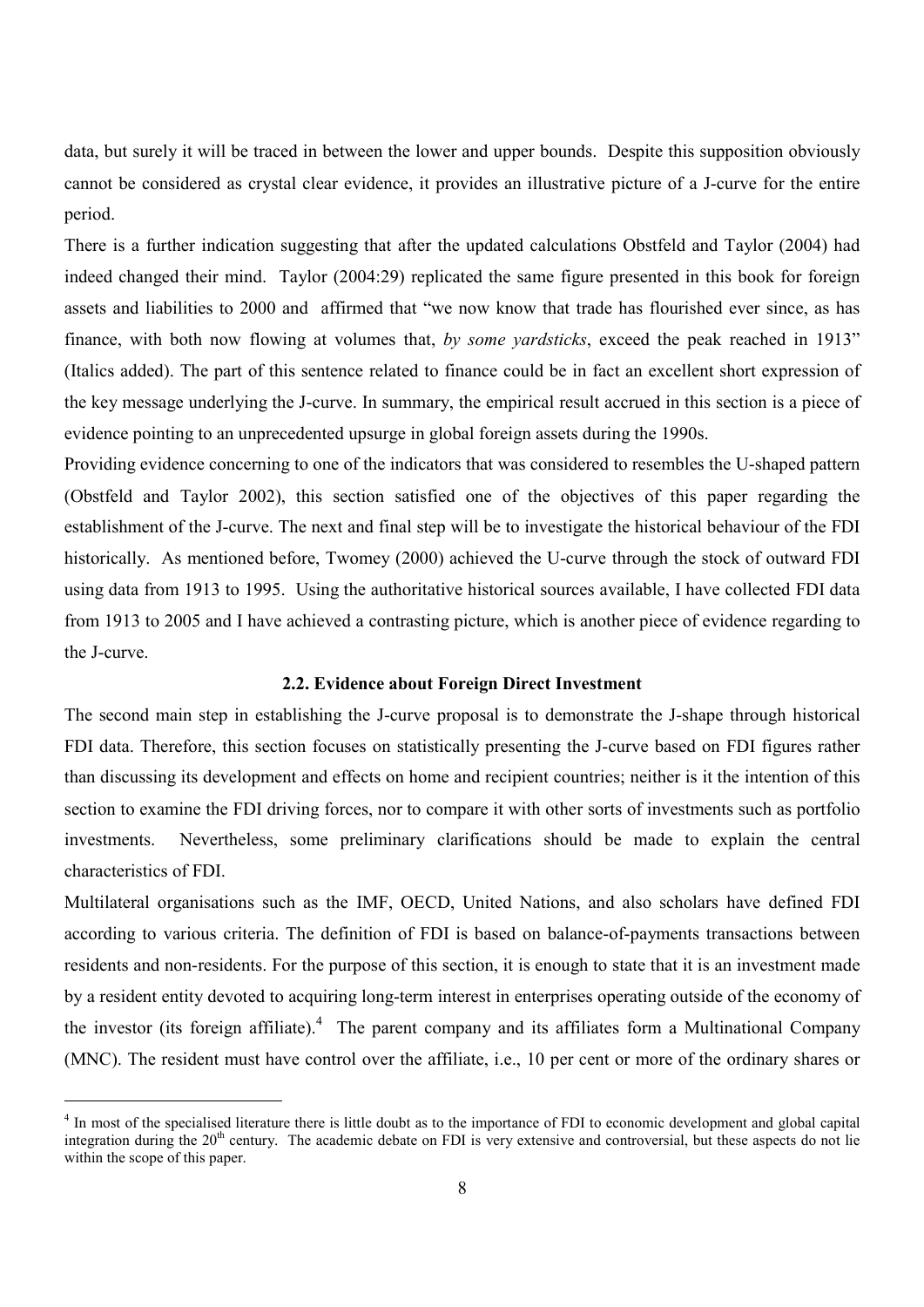data, but surely it will be traced in between the lower and upper bounds. Despite this supposition obviously cannot be considered as crystal clear evidence, it provides an illustrative picture of a J-curve for the entire period.

There is a further indication suggesting that after the updated calculations Obstfeld and Taylor (2004) had indeed changed their mind. Taylor (2004:29) replicated the same figure presented in this book for foreign assets and liabilities to 2000 and affirmed that "we now know that trade has flourished ever since, as has finance, with both now flowing at volumes that, *by some yardsticks*, exceed the peak reached in 1913" (Italics added). The part of this sentence related to finance could be in fact an excellent short expression of the key message underlying the J-curve. In summary, the empirical result accrued in this section is a piece of evidence pointing to an unprecedented upsurge in global foreign assets during the 1990s.

Providing evidence concerning to one of the indicators that was considered to resembles the U-shaped pattern (Obstfeld and Taylor 2002), this section satisfied one of the objectives of this paper regarding the establishment of the J-curve. The next and final step will be to investigate the historical behaviour of the FDI historically. As mentioned before, Twomey (2000) achieved the U-curve through the stock of outward FDI using data from 1913 to 1995. Using the authoritative historical sources available, I have collected FDI data from 1913 to 2005 and I have achieved a contrasting picture, which is another piece of evidence regarding to the J-curve.

### 2.2. Evidence about Foreign Direct Investment

The second main step in establishing the J-curve proposal is to demonstrate the J-shape through historical FDI data. Therefore, this section focuses on statistically presenting the J-curve based on FDI figures rather than discussing its development and effects on home and recipient countries; neither is it the intention of this section to examine the FDI driving forces, nor to compare it with other sorts of investments such as portfolio investments. Nevertheless, some preliminary clarifications should be made to explain the central characteristics of FDI.

Multilateral organisations such as the IMF, OECD, United Nations, and also scholars have defined FDI according to various criteria. The definition of FDI is based on balance-of-payments transactions between residents and non-residents. For the purpose of this section, it is enough to state that it is an investment made by a resident entity devoted to acquiring long-term interest in enterprises operating outside of the economy of the investor (its foreign affiliate).[4] The parent company and its affiliates form a Multinational Company (MNC). The resident must have control over the affiliate, i.e., 10 per cent or more of the ordinary shares or

---

[4] In most of the specialised literature there is little doubt as to the importance of FDI to economic development and global capital integration during the 20th century. The academic debate on FDI is very extensive and controversial, but these aspects do not lie within the scope of this paper.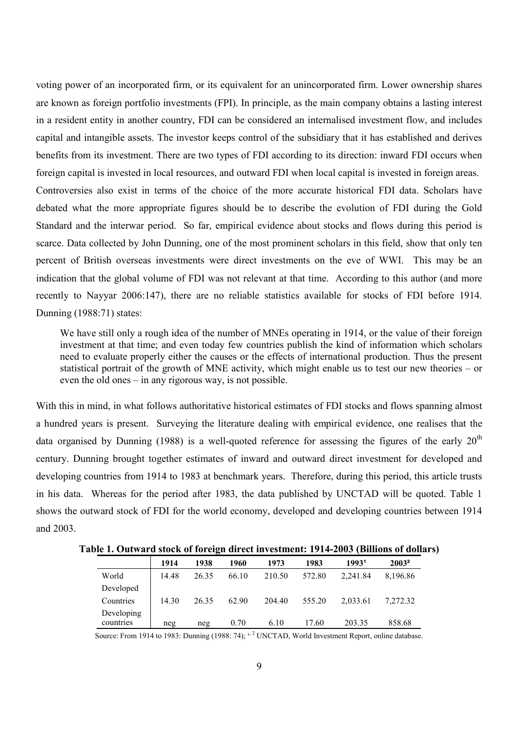voting power of an incorporated firm, or its equivalent for an unincorporated firm. Lower ownership shares are known as foreign portfolio investments (FPI). In principle, as the main company obtains a lasting interest in a resident entity in another country, FDI can be considered an internalised investment flow, and includes capital and intangible assets. The investor keeps control of the subsidiary that it has established and derives benefits from its investment. There are two types of FDI according to its direction: inward FDI occurs when foreign capital is invested in local resources, and outward FDI when local capital is invested in foreign areas.

Controversies also exist in terms of the choice of the more accurate historical FDI data. Scholars have debated what the more appropriate figures should be to describe the evolution of FDI during the Gold Standard and the interwar period. So far, empirical evidence about stocks and flows during this period is scarce. Data collected by John Dunning, one of the most prominent scholars in this field, show that only ten percent of British overseas investments were direct investments on the eve of WWI. This may be an indication that the global volume of FDI was not relevant at that time. According to this author (and more recently to Nayyar 2006:147), there are no reliable statistics available for stocks of FDI before 1914. Dunning (1988:71) states:

> We have still only a rough idea of the number of MNEs operating in 1914, or the value of their foreign investment at that time; and even today few countries publish the kind of information which scholars need to evaluate properly either the causes or the effects of international production. Thus the present statistical portrait of the growth of MNE activity, which might enable us to test our new theories – or even the old ones – in any rigorous way, is not possible.

With this in mind, in what follows authoritative historical estimates of FDI stocks and flows spanning almost a hundred years is present. Surveying the literature dealing with empirical evidence, one realises that the data organised by Dunning (1988) is a well-quoted reference for assessing the figures of the early 20th century. Dunning brought together estimates of inward and outward direct investment for developed and developing countries from 1914 to 1983 at benchmark years. Therefore, during this period, this article trusts in his data. Whereas for the period after 1983, the data published by UNCTAD will be quoted. Table 1 shows the outward stock of FDI for the world economy, developed and developing countries between 1914 and 2003.

**Table 1. Outward stock of foreign direct investment: 1914-2003 (Billions of dollars)**

| | 1914 | 1938 | 1960 | 1973 | 1983 | 1993[1] | 2003[2] |
|---|---|---|---|---|---|---|---|
| World | 14.48 | 26.35 | 66.10 | 210.50 | 572.80 | 2,241.84 | 8,196.86 |
| Developed Countries | 14.30 | 26.35 | 62.90 | 204.40 | 555.20 | 2,033.61 | 7,272.32 |
| Developing countries | neg | neg | 0.70 | 6.10 | 17.60 | 203.35 | 858.68 |

Source: From 1914 to 1983: Dunning (1988: 74); [1, 2] UNCTAD, World Investment Report, online database.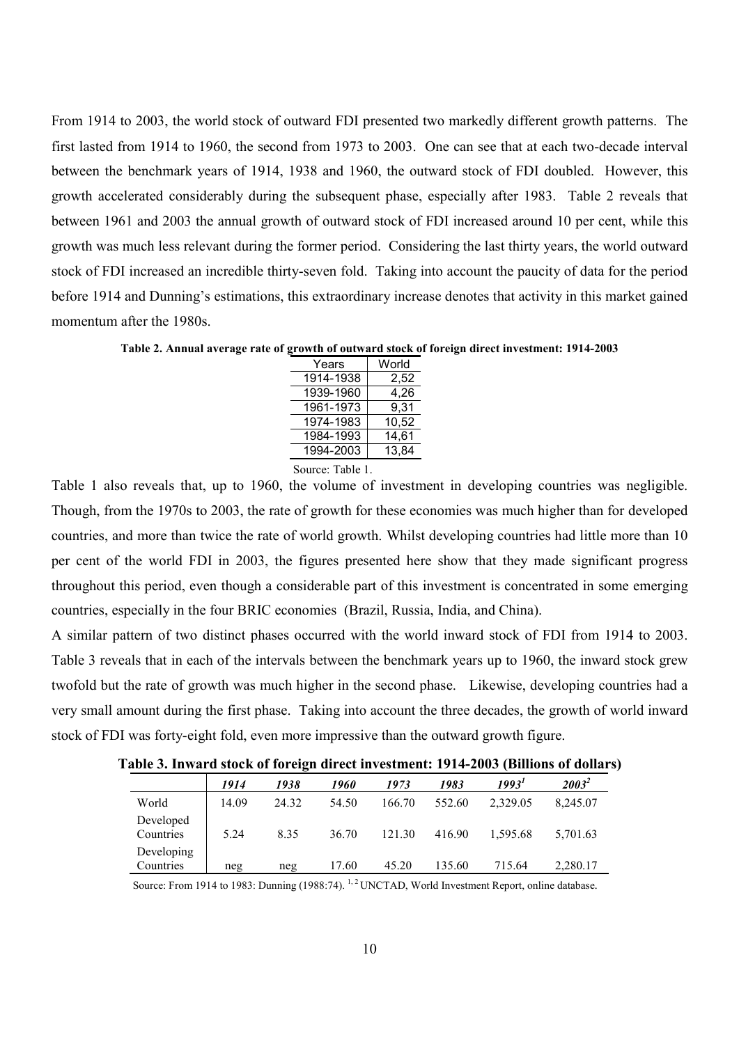From 1914 to 2003, the world stock of outward FDI presented two markedly different growth patterns. The first lasted from 1914 to 1960, the second from 1973 to 2003. One can see that at each two-decade interval between the benchmark years of 1914, 1938 and 1960, the outward stock of FDI doubled. However, this growth accelerated considerably during the subsequent phase, especially after 1983. Table 2 reveals that between 1961 and 2003 the annual growth of outward stock of FDI increased around 10 per cent, while this growth was much less relevant during the former period. Considering the last thirty years, the world outward stock of FDI increased an incredible thirty-seven fold. Taking into account the paucity of data for the period before 1914 and Dunning's estimations, this extraordinary increase denotes that activity in this market gained momentum after the 1980s.

**Table 2. Annual average rate of growth of outward stock of foreign direct investment: 1914-2003**

| Years | World |
|---|---|
| 1914-1938 | 2,52 |
| 1939-1960 | 4,26 |
| 1961-1973 | 9,31 |
| 1974-1983 | 10,52 |
| 1984-1993 | 14,61 |
| 1994-2003 | 13,84 |

Source: Table 1.

Table 1 also reveals that, up to 1960, the volume of investment in developing countries was negligible. Though, from the 1970s to 2003, the rate of growth for these economies was much higher than for developed countries, and more than twice the rate of world growth. Whilst developing countries had little more than 10 per cent of the world FDI in 2003, the figures presented here show that they made significant progress throughout this period, even though a considerable part of this investment is concentrated in some emerging countries, especially in the four BRIC economies (Brazil, Russia, India, and China).

A similar pattern of two distinct phases occurred with the world inward stock of FDI from 1914 to 2003. Table 3 reveals that in each of the intervals between the benchmark years up to 1960, the inward stock grew twofold but the rate of growth was much higher in the second phase. Likewise, developing countries had a very small amount during the first phase. Taking into account the three decades, the growth of world inward stock of FDI was forty-eight fold, even more impressive than the outward growth figure.

**Table 3. Inward stock of foreign direct investment: 1914-2003 (Billions of dollars)**

| | *1914* | *1938* | *1960* | *1973* | *1983* | *1993*[1] | *2003*[2] |
|---|---|---|---|---|---|---|---|
| World | 14.09 | 24.32 | 54.50 | 166.70 | 552.60 | 2,329.05 | 8,245.07 |
| Developed Countries | 5.24 | 8.35 | 36.70 | 121.30 | 416.90 | 1,595.68 | 5,701.63 |
| Developing Countries | neg | neg | 17.60 | 45.20 | 135.60 | 715.64 | 2,280.17 |

Source: From 1914 to 1983: Dunning (1988:74). [1, 2] UNCTAD, World Investment Report, online database.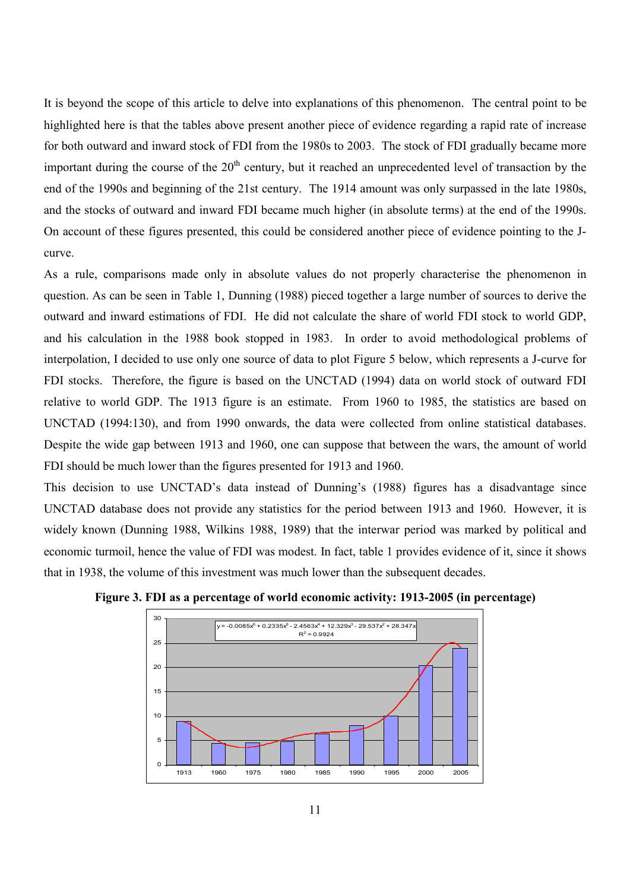It is beyond the scope of this article to delve into explanations of this phenomenon. The central point to be highlighted here is that the tables above present another piece of evidence regarding a rapid rate of increase for both outward and inward stock of FDI from the 1980s to 2003. The stock of FDI gradually became more important during the course of the 20th century, but it reached an unprecedented level of transaction by the end of the 1990s and beginning of the 21st century. The 1914 amount was only surpassed in the late 1980s, and the stocks of outward and inward FDI became much higher (in absolute terms) at the end of the 1990s. On account of these figures presented, this could be considered another piece of evidence pointing to the J-curve.

As a rule, comparisons made only in absolute values do not properly characterise the phenomenon in question. As can be seen in Table 1, Dunning (1988) pieced together a large number of sources to derive the outward and inward estimations of FDI. He did not calculate the share of world FDI stock to world GDP, and his calculation in the 1988 book stopped in 1983. In order to avoid methodological problems of interpolation, I decided to use only one source of data to plot Figure 5 below, which represents a J-curve for FDI stocks. Therefore, the figure is based on the UNCTAD (1994) data on world stock of outward FDI relative to world GDP. The 1913 figure is an estimate. From 1960 to 1985, the statistics are based on UNCTAD (1994:130), and from 1990 onwards, the data were collected from online statistical databases. Despite the wide gap between 1913 and 1960, one can suppose that between the wars, the amount of world FDI should be much lower than the figures presented for 1913 and 1960.

This decision to use UNCTAD's data instead of Dunning's (1988) figures has a disadvantage since UNCTAD database does not provide any statistics for the period between 1913 and 1960. However, it is widely known (Dunning 1988, Wilkins 1988, 1989) that the interwar period was marked by political and economic turmoil, hence the value of FDI was modest. In fact, table 1 provides evidence of it, since it shows that in 1938, the volume of this investment was much lower than the subsequent decades.

**Figure 3. FDI as a percentage of world economic activity: 1913-2005 (in percentage)**

$$y = -0.0085x^6 + 0.2335x^5 - 2.4563x^4 + 12.329x^3 - 29.537x^2 + 28.347x$$
$$R^2 = 0.9924$$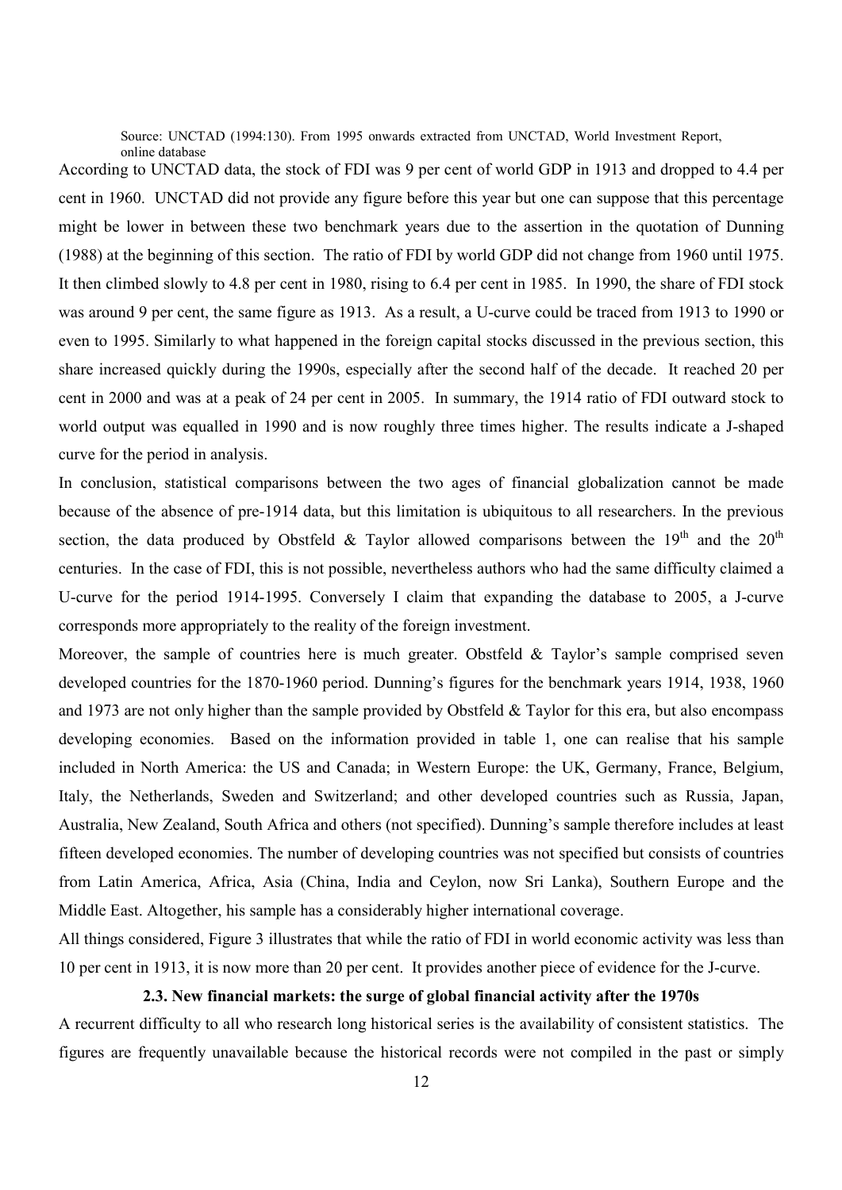Source: UNCTAD (1994:130). From 1995 onwards extracted from UNCTAD, World Investment Report, online database

According to UNCTAD data, the stock of FDI was 9 per cent of world GDP in 1913 and dropped to 4.4 per cent in 1960. UNCTAD did not provide any figure before this year but one can suppose that this percentage might be lower in between these two benchmark years due to the assertion in the quotation of Dunning (1988) at the beginning of this section. The ratio of FDI by world GDP did not change from 1960 until 1975. It then climbed slowly to 4.8 per cent in 1980, rising to 6.4 per cent in 1985. In 1990, the share of FDI stock was around 9 per cent, the same figure as 1913. As a result, a U-curve could be traced from 1913 to 1990 or even to 1995. Similarly to what happened in the foreign capital stocks discussed in the previous section, this share increased quickly during the 1990s, especially after the second half of the decade. It reached 20 per cent in 2000 and was at a peak of 24 per cent in 2005. In summary, the 1914 ratio of FDI outward stock to world output was equalled in 1990 and is now roughly three times higher. The results indicate a J-shaped curve for the period in analysis.

In conclusion, statistical comparisons between the two ages of financial globalization cannot be made because of the absence of pre-1914 data, but this limitation is ubiquitous to all researchers. In the previous section, the data produced by Obstfeld & Taylor allowed comparisons between the 19th and the 20th centuries. In the case of FDI, this is not possible, nevertheless authors who had the same difficulty claimed a U-curve for the period 1914-1995. Conversely I claim that expanding the database to 2005, a J-curve corresponds more appropriately to the reality of the foreign investment.

Moreover, the sample of countries here is much greater. Obstfeld & Taylor's sample comprised seven developed countries for the 1870-1960 period. Dunning's figures for the benchmark years 1914, 1938, 1960 and 1973 are not only higher than the sample provided by Obstfeld & Taylor for this era, but also encompass developing economies. Based on the information provided in table 1, one can realise that his sample included in North America: the US and Canada; in Western Europe: the UK, Germany, France, Belgium, Italy, the Netherlands, Sweden and Switzerland; and other developed countries such as Russia, Japan, Australia, New Zealand, South Africa and others (not specified). Dunning's sample therefore includes at least fifteen developed economies. The number of developing countries was not specified but consists of countries from Latin America, Africa, Asia (China, India and Ceylon, now Sri Lanka), Southern Europe and the Middle East. Altogether, his sample has a considerably higher international coverage.

All things considered, Figure 3 illustrates that while the ratio of FDI in world economic activity was less than 10 per cent in 1913, it is now more than 20 per cent. It provides another piece of evidence for the J-curve.

### 2.3. New financial markets: the surge of global financial activity after the 1970s

A recurrent difficulty to all who research long historical series is the availability of consistent statistics. The figures are frequently unavailable because the historical records were not compiled in the past or simply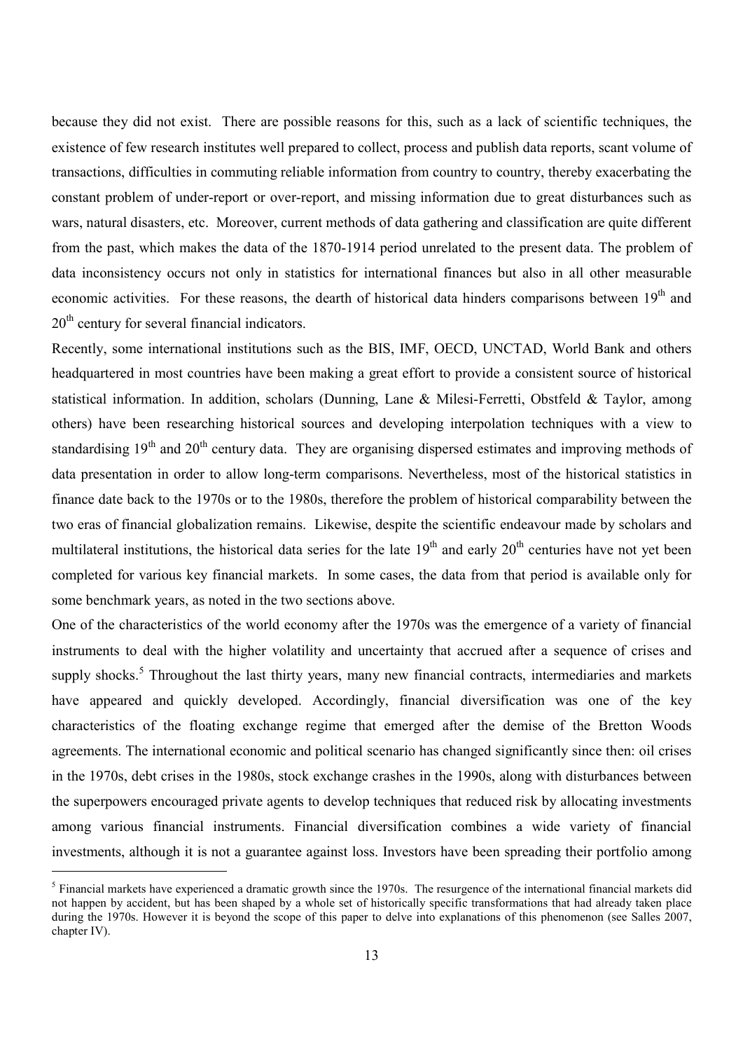because they did not exist. There are possible reasons for this, such as a lack of scientific techniques, the existence of few research institutes well prepared to collect, process and publish data reports, scant volume of transactions, difficulties in commuting reliable information from country to country, thereby exacerbating the constant problem of under-report or over-report, and missing information due to great disturbances such as wars, natural disasters, etc. Moreover, current methods of data gathering and classification are quite different from the past, which makes the data of the 1870-1914 period unrelated to the present data. The problem of data inconsistency occurs not only in statistics for international finances but also in all other measurable economic activities. For these reasons, the dearth of historical data hinders comparisons between 19th and 20th century for several financial indicators.

Recently, some international institutions such as the BIS, IMF, OECD, UNCTAD, World Bank and others headquartered in most countries have been making a great effort to provide a consistent source of historical statistical information. In addition, scholars (Dunning, Lane & Milesi-Ferretti, Obstfeld & Taylor, among others) have been researching historical sources and developing interpolation techniques with a view to standardising 19th and 20th century data. They are organising dispersed estimates and improving methods of data presentation in order to allow long-term comparisons. Nevertheless, most of the historical statistics in finance date back to the 1970s or to the 1980s, therefore the problem of historical comparability between the two eras of financial globalization remains. Likewise, despite the scientific endeavour made by scholars and multilateral institutions, the historical data series for the late 19th and early 20th centuries have not yet been completed for various key financial markets. In some cases, the data from that period is available only for some benchmark years, as noted in the two sections above.

One of the characteristics of the world economy after the 1970s was the emergence of a variety of financial instruments to deal with the higher volatility and uncertainty that accrued after a sequence of crises and supply shocks.[5] Throughout the last thirty years, many new financial contracts, intermediaries and markets have appeared and quickly developed. Accordingly, financial diversification was one of the key characteristics of the floating exchange regime that emerged after the demise of the Bretton Woods agreements. The international economic and political scenario has changed significantly since then: oil crises in the 1970s, debt crises in the 1980s, stock exchange crashes in the 1990s, along with disturbances between the superpowers encouraged private agents to develop techniques that reduced risk by allocating investments among various financial instruments. Financial diversification combines a wide variety of financial investments, although it is not a guarantee against loss. Investors have been spreading their portfolio among

---

[5] Financial markets have experienced a dramatic growth since the 1970s. The resurgence of the international financial markets did not happen by accident, but has been shaped by a whole set of historically specific transformations that had already taken place during the 1970s. However it is beyond the scope of this paper to delve into explanations of this phenomenon (see Salles 2007, chapter IV).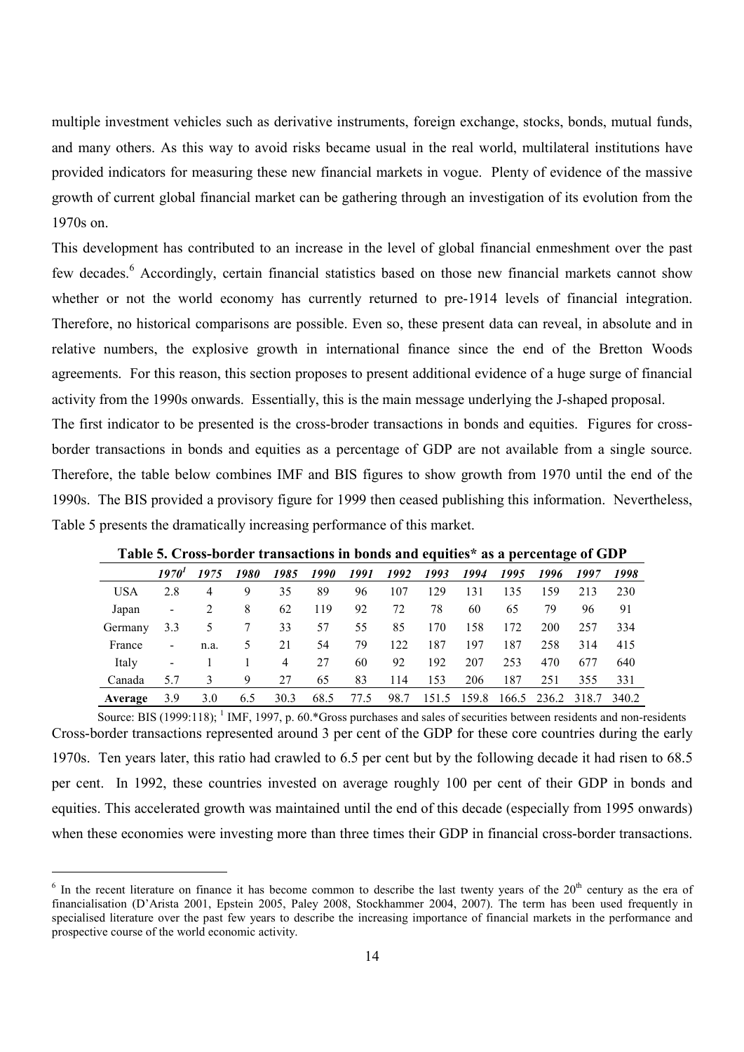multiple investment vehicles such as derivative instruments, foreign exchange, stocks, bonds, mutual funds, and many others. As this way to avoid risks became usual in the real world, multilateral institutions have provided indicators for measuring these new financial markets in vogue. Plenty of evidence of the massive growth of current global financial market can be gathering through an investigation of its evolution from the 1970s on.

This development has contributed to an increase in the level of global financial enmeshment over the past few decades.[6] Accordingly, certain financial statistics based on those new financial markets cannot show whether or not the world economy has currently returned to pre-1914 levels of financial integration. Therefore, no historical comparisons are possible. Even so, these present data can reveal, in absolute and in relative numbers, the explosive growth in international finance since the end of the Bretton Woods agreements. For this reason, this section proposes to present additional evidence of a huge surge of financial activity from the 1990s onwards. Essentially, this is the main message underlying the J-shaped proposal.

The first indicator to be presented is the cross-broder transactions in bonds and equities. Figures for cross-border transactions in bonds and equities as a percentage of GDP are not available from a single source. Therefore, the table below combines IMF and BIS figures to show growth from 1970 until the end of the 1990s. The BIS provided a provisory figure for 1999 then ceased publishing this information. Nevertheless, Table 5 presents the dramatically increasing performance of this market.

**Table 5. Cross-border transactions in bonds and equities* as a percentage of GDP**

| | *1970*[1] | *1975* | *1980* | *1985* | *1990* | *1991* | *1992* | *1993* | *1994* | *1995* | *1996* | *1997* | *1998* |
|---|---|---|---|---|---|---|---|---|---|---|---|---|---|
| USA | 2.8 | 4 | 9 | 35 | 89 | 96 | 107 | 129 | 131 | 135 | 159 | 213 | 230 |
| Japan | - | 2 | 8 | 62 | 119 | 92 | 72 | 78 | 60 | 65 | 79 | 96 | 91 |
| Germany | 3.3 | 5 | 7 | 33 | 57 | 55 | 85 | 170 | 158 | 172 | 200 | 257 | 334 |
| France | - | n.a. | 5 | 21 | 54 | 79 | 122 | 187 | 197 | 187 | 258 | 314 | 415 |
| Italy | - | 1 | 1 | 4 | 27 | 60 | 92 | 192 | 207 | 253 | 470 | 677 | 640 |
| Canada | 5.7 | 3 | 9 | 27 | 65 | 83 | 114 | 153 | 206 | 187 | 251 | 355 | 331 |
| **Average** | 3.9 | 3.0 | 6.5 | 30.3 | 68.5 | 77.5 | 98.7 | 151.5 | 159.8 | 166.5 | 236.2 | 318.7 | 340.2 |

Source: BIS (1999:118); [1] IMF, 1997, p. 60.*Gross purchases and sales of securities between residents and non-residents

Cross-border transactions represented around 3 per cent of the GDP for these core countries during the early 1970s. Ten years later, this ratio had crawled to 6.5 per cent but by the following decade it had risen to 68.5 per cent. In 1992, these countries invested on average roughly 100 per cent of their GDP in bonds and equities. This accelerated growth was maintained until the end of this decade (especially from 1995 onwards) when these economies were investing more than three times their GDP in financial cross-border transactions.

[6] In the recent literature on finance it has become common to describe the last twenty years of the 20th century as the era of financialisation (D'Arista 2001, Epstein 2005, Paley 2008, Stockhammer 2004, 2007). The term has been used frequently in specialised literature over the past few years to describe the increasing importance of financial markets in the performance and prospective course of the world economic activity.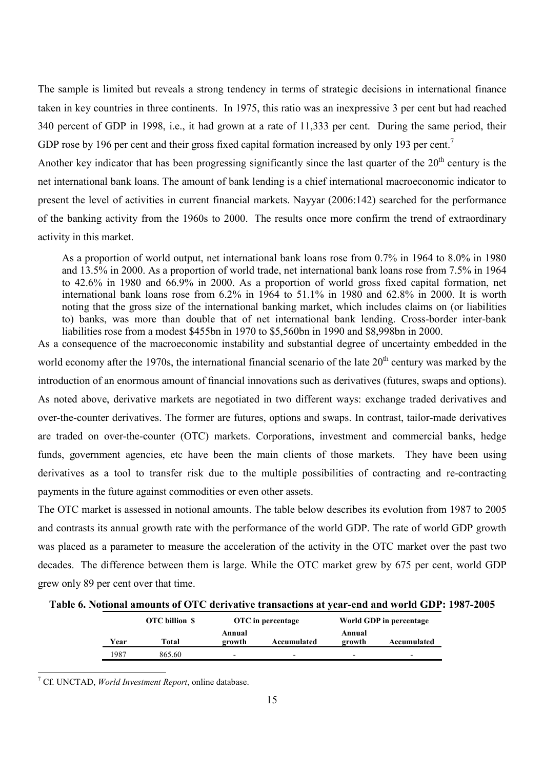The sample is limited but reveals a strong tendency in terms of strategic decisions in international finance taken in key countries in three continents. In 1975, this ratio was an inexpressive 3 per cent but had reached 340 percent of GDP in 1998, i.e., it had grown at a rate of 11,333 per cent. During the same period, their GDP rose by 196 per cent and their gross fixed capital formation increased by only 193 per cent.[7]

Another key indicator that has been progressing significantly since the last quarter of the 20th century is the net international bank loans. The amount of bank lending is a chief international macroeconomic indicator to present the level of activities in current financial markets. Nayyar (2006:142) searched for the performance of the banking activity from the 1960s to 2000. The results once more confirm the trend of extraordinary activity in this market.

> As a proportion of world output, net international bank loans rose from 0.7% in 1964 to 8.0% in 1980 and 13.5% in 2000. As a proportion of world trade, net international bank loans rose from 7.5% in 1964 to 42.6% in 1980 and 66.9% in 2000. As a proportion of world gross fixed capital formation, net international bank loans rose from 6.2% in 1964 to 51.1% in 1980 and 62.8% in 2000. It is worth noting that the gross size of the international banking market, which includes claims on (or liabilities to) banks, was more than double that of net international bank lending. Cross-border inter-bank liabilities rose from a modest \$455bn in 1970 to \$5,560bn in 1990 and \$8,998bn in 2000.

As a consequence of the macroeconomic instability and substantial degree of uncertainty embedded in the world economy after the 1970s, the international financial scenario of the late 20th century was marked by the introduction of an enormous amount of financial innovations such as derivatives (futures, swaps and options). As noted above, derivative markets are negotiated in two different ways: exchange traded derivatives and over-the-counter derivatives. The former are futures, options and swaps. In contrast, tailor-made derivatives are traded on over-the-counter (OTC) markets. Corporations, investment and commercial banks, hedge funds, government agencies, etc have been the main clients of those markets. They have been using derivatives as a tool to transfer risk due to the multiple possibilities of contracting and re-contracting payments in the future against commodities or even other assets.

The OTC market is assessed in notional amounts. The table below describes its evolution from 1987 to 2005 and contrasts its annual growth rate with the performance of the world GDP. The rate of world GDP growth was placed as a parameter to measure the acceleration of the activity in the OTC market over the past two decades. The difference between them is large. While the OTC market grew by 675 per cent, world GDP grew only 89 per cent over that time.

**Table 6. Notional amounts of OTC derivative transactions at year-end and world GDP: 1987-2005**

| | OTC billion $ | OTC in percentage | | World GDP in percentage | |
|---|---|---|---|---|---|
| Year | Total | Annual growth | Accumulated | Annual growth | Accumulated |
| 1987 | 865.60 | - | - | - | - |

[7] Cf. UNCTAD, *World Investment Report*, online database.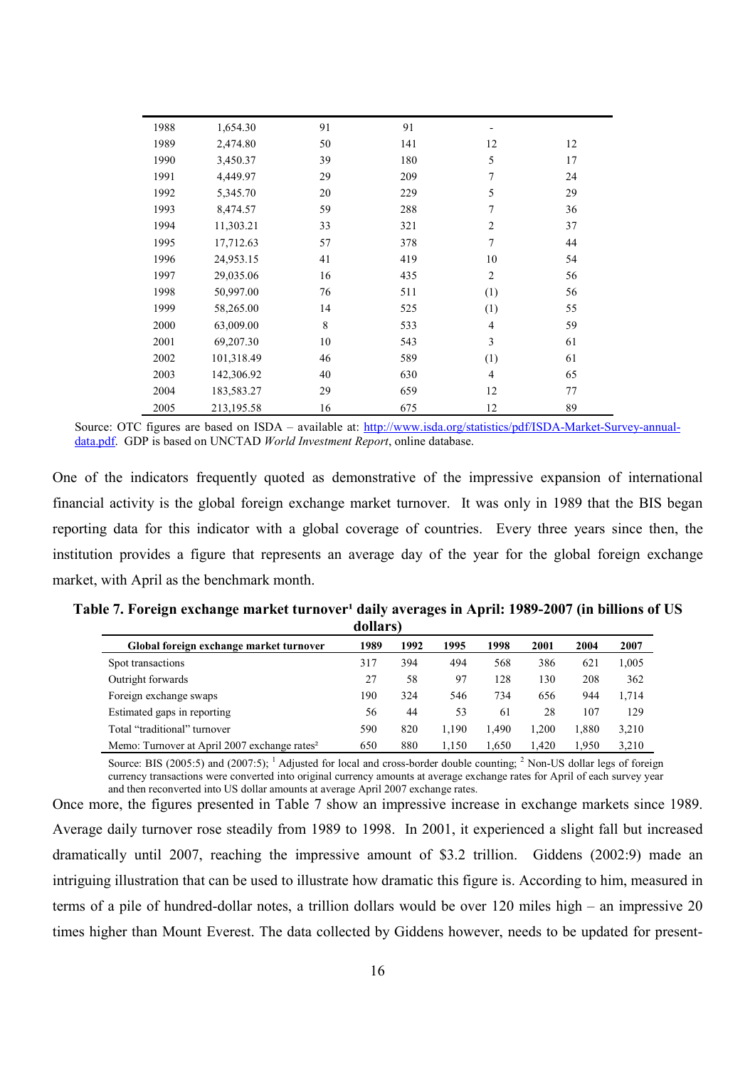| | | | | | |
|---|---|---|---|---|---|
| 1988 | 1,654.30 | 91 | 91 | - | |
| 1989 | 2,474.80 | 50 | 141 | 12 | 12 |
| 1990 | 3,450.37 | 39 | 180 | 5 | 17 |
| 1991 | 4,449.97 | 29 | 209 | 7 | 24 |
| 1992 | 5,345.70 | 20 | 229 | 5 | 29 |
| 1993 | 8,474.57 | 59 | 288 | 7 | 36 |
| 1994 | 11,303.21 | 33 | 321 | 2 | 37 |
| 1995 | 17,712.63 | 57 | 378 | 7 | 44 |
| 1996 | 24,953.15 | 41 | 419 | 10 | 54 |
| 1997 | 29,035.06 | 16 | 435 | 2 | 56 |
| 1998 | 50,997.00 | 76 | 511 | (1) | 56 |
| 1999 | 58,265.00 | 14 | 525 | (1) | 55 |
| 2000 | 63,009.00 | 8 | 533 | 4 | 59 |
| 2001 | 69,207.30 | 10 | 543 | 3 | 61 |
| 2002 | 101,318.49 | 46 | 589 | (1) | 61 |
| 2003 | 142,306.92 | 40 | 630 | 4 | 65 |
| 2004 | 183,583.27 | 29 | 659 | 12 | 77 |
| 2005 | 213,195.58 | 16 | 675 | 12 | 89 |

Source: OTC figures are based on ISDA – available at: http://www.isda.org/statistics/pdf/ISDA-Market-Survey-annual-data.pdf. GDP is based on UNCTAD *World Investment Report*, online database.

One of the indicators frequently quoted as demonstrative of the impressive expansion of international financial activity is the global foreign exchange market turnover. It was only in 1989 that the BIS began reporting data for this indicator with a global coverage of countries. Every three years since then, the institution provides a figure that represents an average day of the year for the global foreign exchange market, with April as the benchmark month.

**Table 7. Foreign exchange market turnover[1] daily averages in April: 1989-2007 (in billions of US dollars)**

| Global foreign exchange market turnover | 1989 | 1992 | 1995 | 1998 | 2001 | 2004 | 2007 |
|---|---|---|---|---|---|---|---|
| Spot transactions | 317 | 394 | 494 | 568 | 386 | 621 | 1,005 |
| Outright forwards | 27 | 58 | 97 | 128 | 130 | 208 | 362 |
| Foreign exchange swaps | 190 | 324 | 546 | 734 | 656 | 944 | 1,714 |
| Estimated gaps in reporting | 56 | 44 | 53 | 61 | 28 | 107 | 129 |
| Total "traditional" turnover | 590 | 820 | 1,190 | 1,490 | 1,200 | 1,880 | 3,210 |
| Memo: Turnover at April 2007 exchange rates[2] | 650 | 880 | 1,150 | 1,650 | 1,420 | 1,950 | 3,210 |

Source: BIS (2005:5) and (2007:5); [1] Adjusted for local and cross-border double counting; [2] Non-US dollar legs of foreign currency transactions were converted into original currency amounts at average exchange rates for April of each survey year and then reconverted into US dollar amounts at average April 2007 exchange rates.

Once more, the figures presented in Table 7 show an impressive increase in exchange markets since 1989. Average daily turnover rose steadily from 1989 to 1998. In 2001, it experienced a slight fall but increased dramatically until 2007, reaching the impressive amount of $3.2 trillion. Giddens (2002:9) made an intriguing illustration that can be used to illustrate how dramatic this figure is. According to him, measured in terms of a pile of hundred-dollar notes, a trillion dollars would be over 120 miles high – an impressive 20 times higher than Mount Everest. The data collected by Giddens however, needs to be updated for present-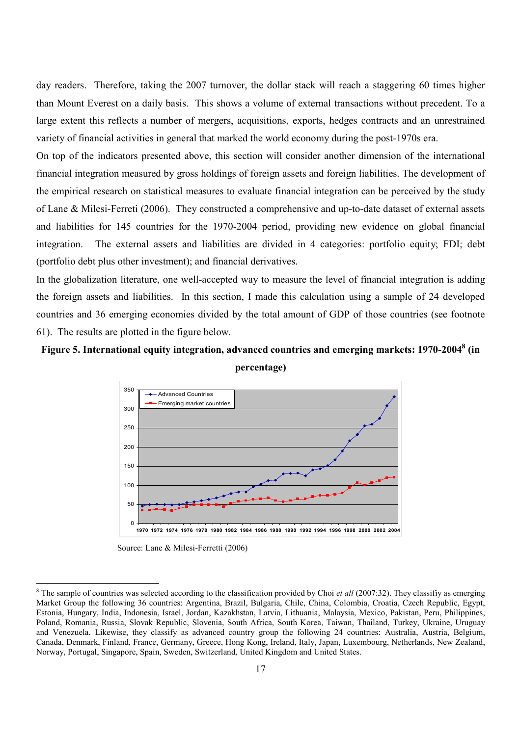day readers. Therefore, taking the 2007 turnover, the dollar stack will reach a staggering 60 times higher than Mount Everest on a daily basis. This shows a volume of external transactions without precedent. To a large extent this reflects a number of mergers, acquisitions, exports, hedges contracts and an unrestrained variety of financial activities in general that marked the world economy during the post-1970s era.

On top of the indicators presented above, this section will consider another dimension of the international financial integration measured by gross holdings of foreign assets and foreign liabilities. The development of the empirical research on statistical measures to evaluate financial integration can be perceived by the study of Lane & Milesi-Feretti (2006). They constructed a comprehensive and up-to-date dataset of external assets and liabilities for 145 countries for the 1970-2004 period, providing new evidence on global financial integration. The external assets and liabilities are divided in 4 categories: portfolio equity; FDI; debt (portfolio debt plus other investment); and financial derivatives.

In the globalization literature, one well-accepted way to measure the level of financial integration is adding the foreign assets and liabilities. In this section, I made this calculation using a sample of 24 developed countries and 36 emerging economies divided by the total amount of GDP of those countries (see footnote 61). The results are plotted in the figure below.

**Figure 5. International equity integration, advanced countries and emerging markets: 1970-2004[8] (in percentage)**

Source: Lane & Milesi-Ferretti (2006)

[8] The sample of countries was selected according to the classification provided by Choi *et all* (2007:32). They classifiy as emerging Market Group the following 36 countries: Argentina, Brazil, Bulgaria, Chile, China, Colombia, Croatia, Czech Republic, Egypt, Estonia, Hungary, India, Indonesia, Israel, Jordan, Kazakhstan, Latvia, Lithuania, Malaysia, Mexico, Pakistan, Peru, Philippines, Poland, Romania, Russia, Slovak Republic, Slovenia, South Africa, South Korea, Taiwan, Thailand, Turkey, Ukraine, Uruguay and Venezuela. Likewise, they classify as advanced country group the following 24 countries: Australia, Austria, Belgium, Canada, Denmark, Finland, France, Germany, Greece, Hong Kong, Ireland, Italy, Japan, Luxembourg, Netherlands, New Zealand, Norway, Portugal, Singapore, Spain, Sweden, Switzerland, United Kingdom and United States.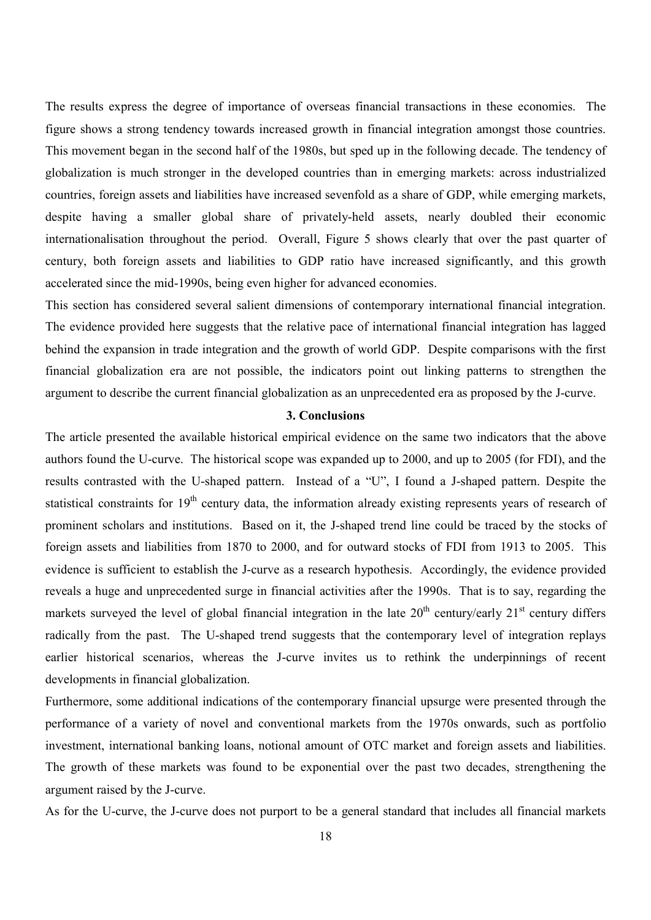The results express the degree of importance of overseas financial transactions in these economies. The figure shows a strong tendency towards increased growth in financial integration amongst those countries. This movement began in the second half of the 1980s, but sped up in the following decade. The tendency of globalization is much stronger in the developed countries than in emerging markets: across industrialized countries, foreign assets and liabilities have increased sevenfold as a share of GDP, while emerging markets, despite having a smaller global share of privately-held assets, nearly doubled their economic internationalisation throughout the period. Overall, Figure 5 shows clearly that over the past quarter of century, both foreign assets and liabilities to GDP ratio have increased significantly, and this growth accelerated since the mid-1990s, being even higher for advanced economies.

This section has considered several salient dimensions of contemporary international financial integration. The evidence provided here suggests that the relative pace of international financial integration has lagged behind the expansion in trade integration and the growth of world GDP. Despite comparisons with the first financial globalization era are not possible, the indicators point out linking patterns to strengthen the argument to describe the current financial globalization as an unprecedented era as proposed by the J-curve.

## 3. Conclusions

The article presented the available historical empirical evidence on the same two indicators that the above authors found the U-curve. The historical scope was expanded up to 2000, and up to 2005 (for FDI), and the results contrasted with the U-shaped pattern. Instead of a "U", I found a J-shaped pattern. Despite the statistical constraints for 19th century data, the information already existing represents years of research of prominent scholars and institutions. Based on it, the J-shaped trend line could be traced by the stocks of foreign assets and liabilities from 1870 to 2000, and for outward stocks of FDI from 1913 to 2005. This evidence is sufficient to establish the J-curve as a research hypothesis. Accordingly, the evidence provided reveals a huge and unprecedented surge in financial activities after the 1990s. That is to say, regarding the markets surveyed the level of global financial integration in the late 20th century/early 21st century differs radically from the past. The U-shaped trend suggests that the contemporary level of integration replays earlier historical scenarios, whereas the J-curve invites us to rethink the underpinnings of recent developments in financial globalization.

Furthermore, some additional indications of the contemporary financial upsurge were presented through the performance of a variety of novel and conventional markets from the 1970s onwards, such as portfolio investment, international banking loans, notional amount of OTC market and foreign assets and liabilities. The growth of these markets was found to be exponential over the past two decades, strengthening the argument raised by the J-curve.

As for the U-curve, the J-curve does not purport to be a general standard that includes all financial markets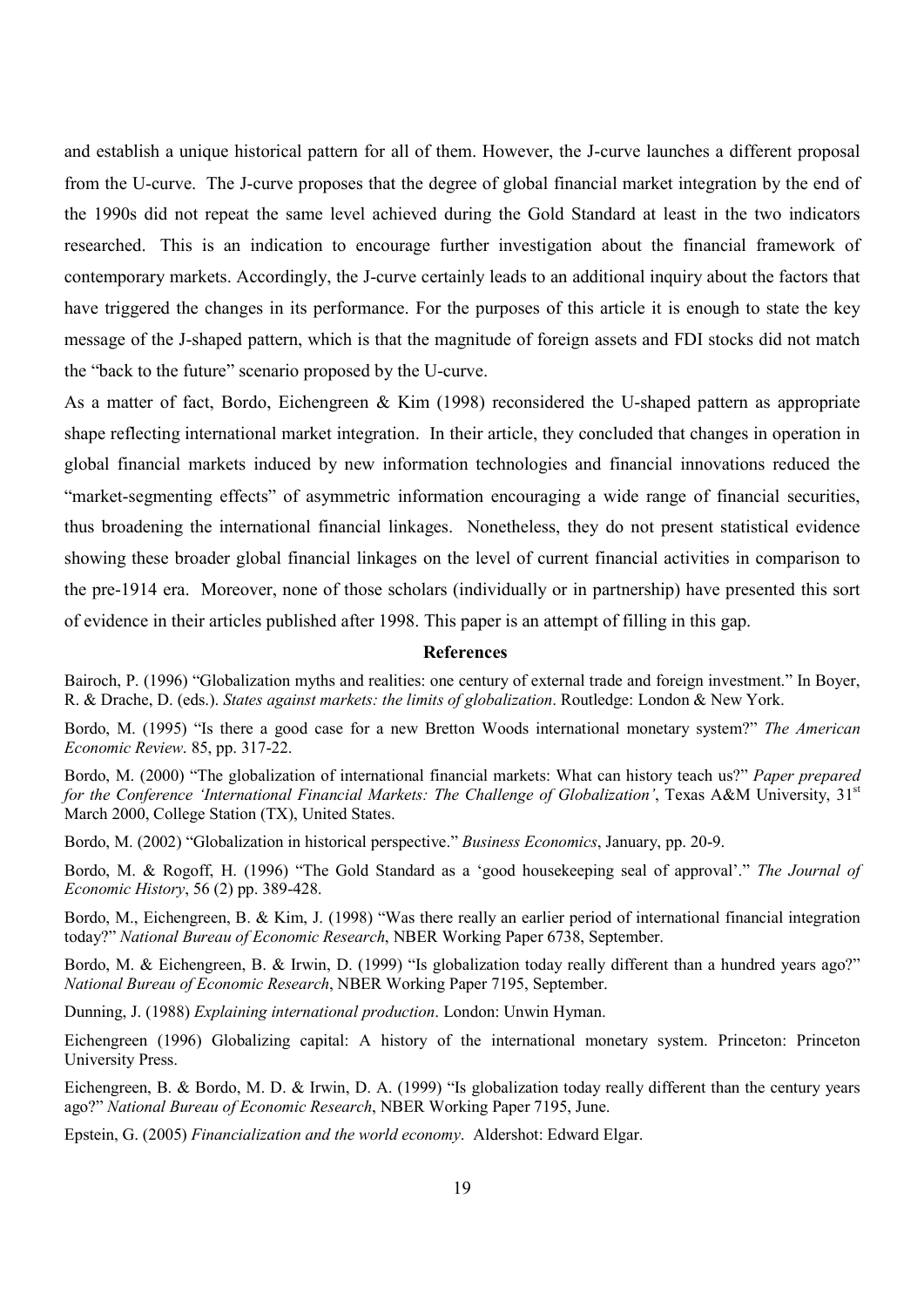and establish a unique historical pattern for all of them. However, the J-curve launches a different proposal from the U-curve. The J-curve proposes that the degree of global financial market integration by the end of the 1990s did not repeat the same level achieved during the Gold Standard at least in the two indicators researched. This is an indication to encourage further investigation about the financial framework of contemporary markets. Accordingly, the J-curve certainly leads to an additional inquiry about the factors that have triggered the changes in its performance. For the purposes of this article it is enough to state the key message of the J-shaped pattern, which is that the magnitude of foreign assets and FDI stocks did not match the "back to the future" scenario proposed by the U-curve.

As a matter of fact, Bordo, Eichengreen & Kim (1998) reconsidered the U-shaped pattern as appropriate shape reflecting international market integration. In their article, they concluded that changes in operation in global financial markets induced by new information technologies and financial innovations reduced the "market-segmenting effects" of asymmetric information encouraging a wide range of financial securities, thus broadening the international financial linkages. Nonetheless, they do not present statistical evidence showing these broader global financial linkages on the level of current financial activities in comparison to the pre-1914 era. Moreover, none of those scholars (individually or in partnership) have presented this sort of evidence in their articles published after 1998. This paper is an attempt of filling in this gap.

## References

Bairoch, P. (1996) "Globalization myths and realities: one century of external trade and foreign investment." In Boyer, R. & Drache, D. (eds.). *States against markets: the limits of globalization*. Routledge: London & New York.

Bordo, M. (1995) "Is there a good case for a new Bretton Woods international monetary system?" *The American Economic Review*. 85, pp. 317-22.

Bordo, M. (2000) "The globalization of international financial markets: What can history teach us?" *Paper prepared for the Conference 'International Financial Markets: The Challenge of Globalization'*, Texas A&M University, 31st March 2000, College Station (TX), United States.

Bordo, M. (2002) "Globalization in historical perspective." *Business Economics*, January, pp. 20-9.

Bordo, M. & Rogoff, H. (1996) "The Gold Standard as a 'good housekeeping seal of approval'." *The Journal of Economic History*, 56 (2) pp. 389-428.

Bordo, M., Eichengreen, B. & Kim, J. (1998) "Was there really an earlier period of international financial integration today?" *National Bureau of Economic Research*, NBER Working Paper 6738, September.

Bordo, M. & Eichengreen, B. & Irwin, D. (1999) "Is globalization today really different than a hundred years ago?" *National Bureau of Economic Research*, NBER Working Paper 7195, September.

Dunning, J. (1988) *Explaining international production*. London: Unwin Hyman.

Eichengreen (1996) Globalizing capital: A history of the international monetary system. Princeton: Princeton University Press.

Eichengreen, B. & Bordo, M. D. & Irwin, D. A. (1999) "Is globalization today really different than the century years ago?" *National Bureau of Economic Research*, NBER Working Paper 7195, June.

Epstein, G. (2005) *Financialization and the world economy*. Aldershot: Edward Elgar.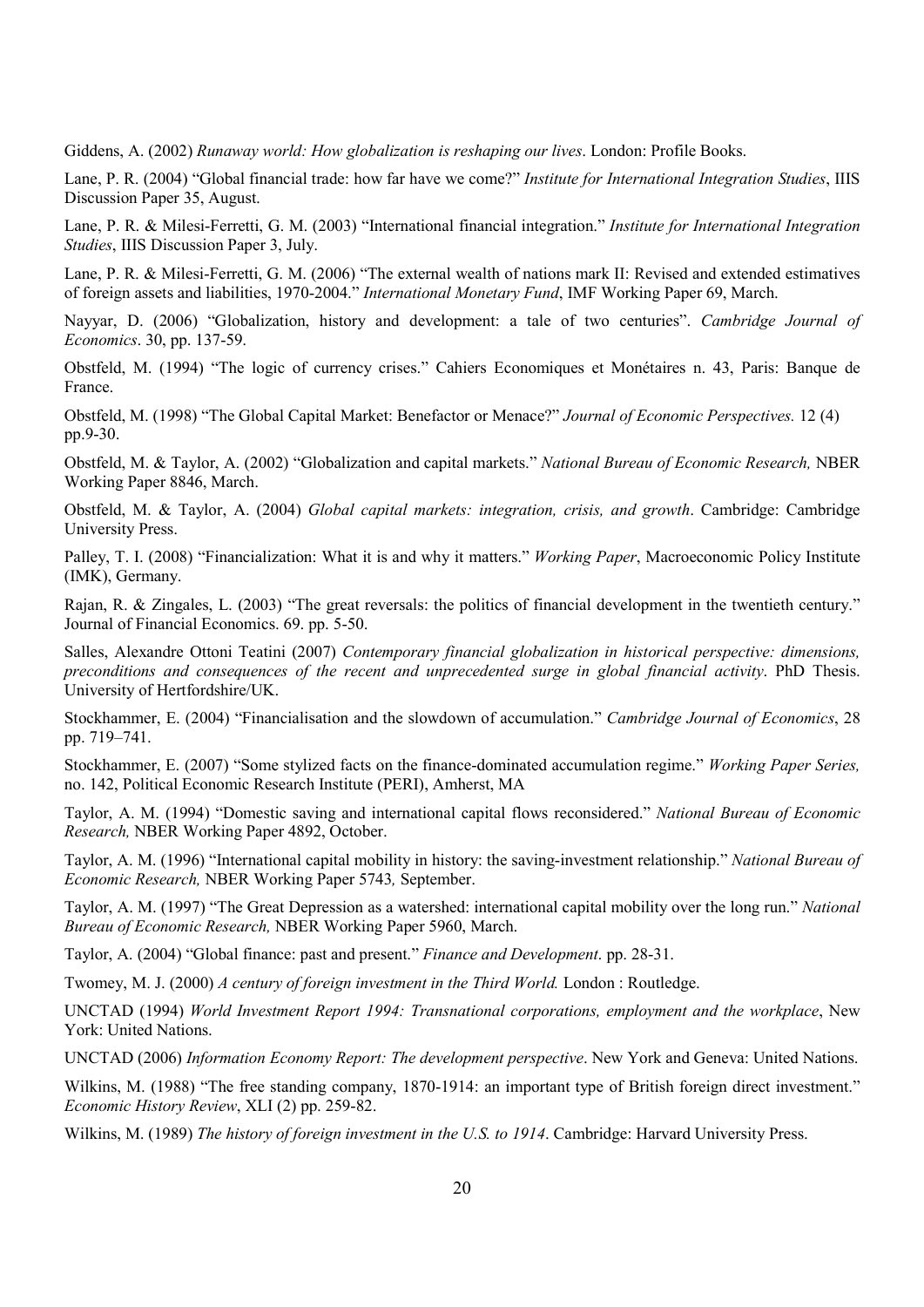Giddens, A. (2002) *Runaway world: How globalization is reshaping our lives*. London: Profile Books.

Lane, P. R. (2004) "Global financial trade: how far have we come?" *Institute for International Integration Studies*, IIIS Discussion Paper 35, August.

Lane, P. R. & Milesi-Ferretti, G. M. (2003) "International financial integration." *Institute for International Integration Studies*, IIIS Discussion Paper 3, July.

Lane, P. R. & Milesi-Ferretti, G. M. (2006) "The external wealth of nations mark II: Revised and extended estimatives of foreign assets and liabilities, 1970-2004." *International Monetary Fund*, IMF Working Paper 69, March.

Nayyar, D. (2006) "Globalization, history and development: a tale of two centuries". *Cambridge Journal of Economics*. 30, pp. 137-59.

Obstfeld, M. (1994) "The logic of currency crises." Cahiers Economiques et Monétaires n. 43, Paris: Banque de France.

Obstfeld, M. (1998) "The Global Capital Market: Benefactor or Menace?" *Journal of Economic Perspectives.* 12 (4) pp.9-30.

Obstfeld, M. & Taylor, A. (2002) "Globalization and capital markets." *National Bureau of Economic Research,* NBER Working Paper 8846, March.

Obstfeld, M. & Taylor, A. (2004) *Global capital markets: integration, crisis, and growth*. Cambridge: Cambridge University Press.

Palley, T. I. (2008) "Financialization: What it is and why it matters." *Working Paper*, Macroeconomic Policy Institute (IMK), Germany.

Rajan, R. & Zingales, L. (2003) "The great reversals: the politics of financial development in the twentieth century." Journal of Financial Economics. 69. pp. 5-50.

Salles, Alexandre Ottoni Teatini (2007) *Contemporary financial globalization in historical perspective: dimensions, preconditions and consequences of the recent and unprecedented surge in global financial activity*. PhD Thesis. University of Hertfordshire/UK.

Stockhammer, E. (2004) "Financialisation and the slowdown of accumulation." *Cambridge Journal of Economics*, 28 pp. 719–741.

Stockhammer, E. (2007) "Some stylized facts on the finance-dominated accumulation regime." *Working Paper Series,* no. 142, Political Economic Research Institute (PERI), Amherst, MA

Taylor, A. M. (1994) "Domestic saving and international capital flows reconsidered." *National Bureau of Economic Research,* NBER Working Paper 4892, October.

Taylor, A. M. (1996) "International capital mobility in history: the saving-investment relationship." *National Bureau of Economic Research,* NBER Working Paper 5743*,* September.

Taylor, A. M. (1997) "The Great Depression as a watershed: international capital mobility over the long run." *National Bureau of Economic Research,* NBER Working Paper 5960, March.

Taylor, A. (2004) "Global finance: past and present." *Finance and Development*. pp. 28-31.

Twomey, M. J. (2000) *A century of foreign investment in the Third World.* London : Routledge.

UNCTAD (1994) *World Investment Report 1994: Transnational corporations, employment and the workplace*, New York: United Nations.

UNCTAD (2006) *Information Economy Report: The development perspective*. New York and Geneva: United Nations.

Wilkins, M. (1988) "The free standing company, 1870-1914: an important type of British foreign direct investment." *Economic History Review*, XLI (2) pp. 259-82.

Wilkins, M. (1989) *The history of foreign investment in the U.S. to 1914*. Cambridge: Harvard University Press.